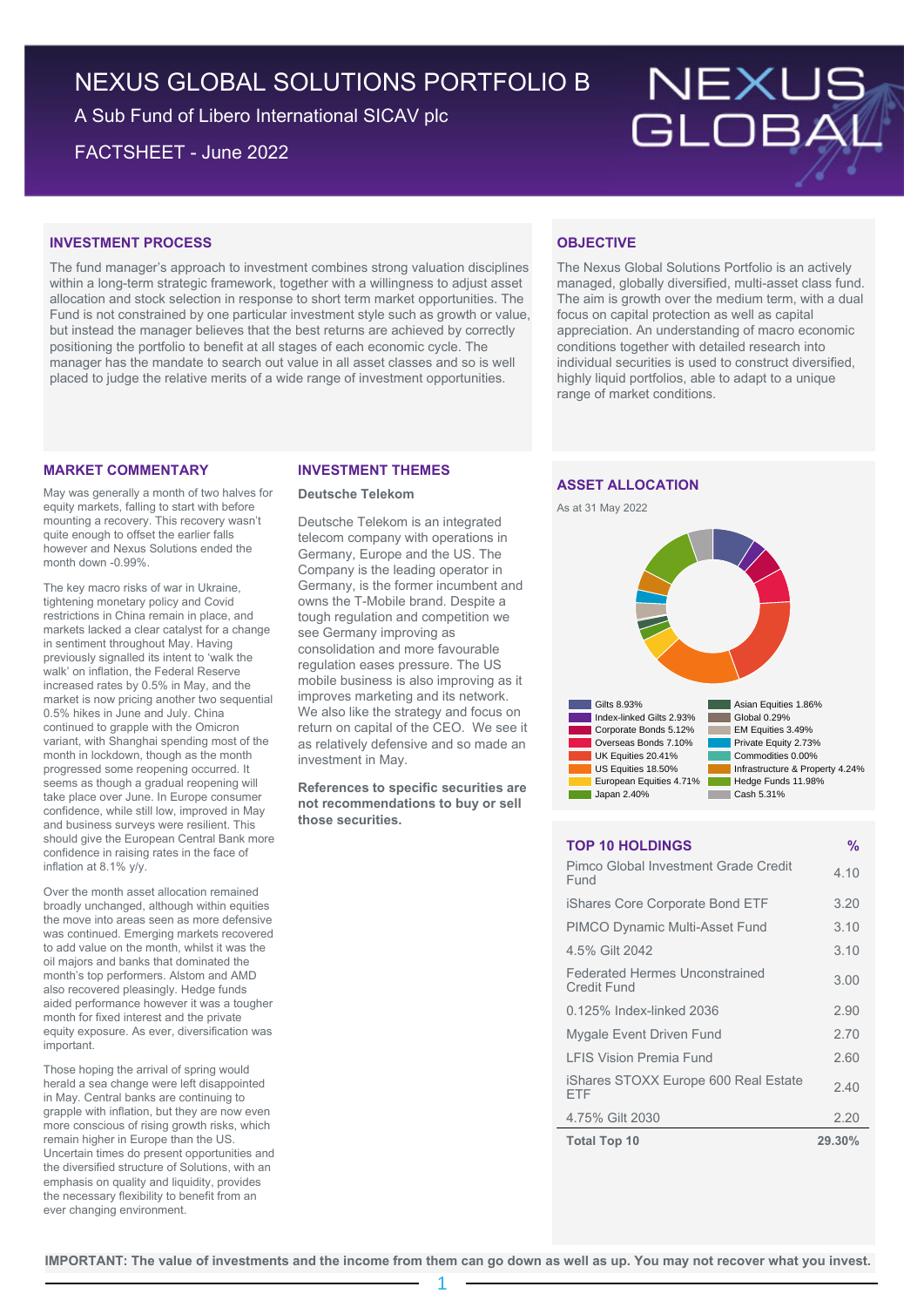# NEXUS GLOBAL SOLUTIONS PORTFOLIO B

A Sub Fund of Libero International SICAV plc

FACTSHEET - June 2022

## INVESTMENT PROCESS

The fund manager's approach to investment combines strong valuation disciplines within a long-term strategic framework, together with a willingness to adjust asset allocation and stock selection in response to short term market opportunities. The Fund is not constrained by one particular investment style such as growth or value, but instead the manager believes that the best returns are achieved by correctly positioning the portfolio to benefit at all stages of each economic cycle. The manager has the mandate to search out value in all asset classes and so is well placed to judge the relative merits of a wide range of investment opportunities.

## OBJECTIVE

The Nexus Global Solutions Portfolio is an actively managed, globally diversified, multi-asset class fund. The aim is growth over the medium term, with a dual focus on capital protection as well as capital appreciation. An understanding of macro economic conditions together with detailed research into individual securities is used to construct diversified, highly liquid portfolios, able to adapt to a unique range of market conditions.

## MARKET COMMENTARY

May was generally a month of two halves for equity markets, falling to start with before mounting a recovery. This recovery wasn't quite enough to offset the earlier falls however and Nexus Solutions ended the month down -0.99%.

The key macro risks of war in Ukraine, tightening monetary policy and Covid restrictions in China remain in place, and markets lacked a clear catalyst for a change in sentiment throughout May. Having previously signalled its intent to 'walk the walk' on inflation, the Federal Reserve increased rates by 0.5% in May, and the market is now pricing another two sequential 0.5% hikes in June and July. China continued to grapple with the Omicron variant, with Shanghai spending most of the month in lockdown, though as the month progressed some reopening occurred. It seems as though a gradual reopening will take place over June. In Europe consumer confidence, while still low, improved in May and business surveys were resilient. This should give the European Central Bank more confidence in raising rates in the face of inflation at 8.1% y/y.

Over the month asset allocation remained broadly unchanged, although within equities the move into areas seen as more defensive was continued. Emerging markets recovered to add value on the month, whilst it was the oil majors and banks that dominated the month's top performers. Alstom and AMD also recovered pleasingly. Hedge funds aided performance however it was a tougher month for fixed interest and the private equity exposure. As ever, diversification was important.

Those hoping the arrival of spring would herald a sea change were left disappointed in May. Central banks are continuing to grapple with inflation, but they are now even more conscious of rising growth risks, which remain higher in Europe than the US. Uncertain times do present opportunities and the diversified structure of Solutions, with an emphasis on quality and liquidity, provides the necessary flexibility to benefit from an ever changing environment.

## INVESTMENT THEMES

### Deutsche Telekom

Deutsche Telekom is an integrated telecom company with operations in Germany, Europe and the US. The Company is the leading operator in Germany, is the former incumbent and owns the T-Mobile brand. Despite a tough regulation and competition we see Germany improving as consolidation and more favourable regulation eases pressure. The US mobile business is also improving as it improves marketing and its network. We also like the strategy and focus on return on capital of the CEO. We see it as relatively defensive and so made an investment in May.

**References to specific securities are not recommendations to buy or sell those securities.**

## ASSET ALLOCATION

As at 31 May 2022

| Asset | % | Asset | % |
|---|---|---|---|
| Gilts | 8.93% | Asian Equities | 1.86% |
| Index-linked Gilts | 2.93% | Global | 0.29% |
| Corporate Bonds | 5.12% | EM Equities | 3.49% |
| Overseas Bonds | 7.10% | Private Equity | 2.73% |
| UK Equities | 20.41% | Commodities | 0.00% |
| US Equities | 18.50% | Infrastructure & Property | 4.24% |
| European Equities | 4.71% | Hedge Funds | 11.98% |
| Japan | 2.40% | Cash | 5.31% |

## TOP 10 HOLDINGS

| TOP 10 HOLDINGS | % |
|---|---|
| Pimco Global Investment Grade Credit Fund | 4.10 |
| iShares Core Corporate Bond ETF | 3.20 |
| PIMCO Dynamic Multi-Asset Fund | 3.10 |
| 4.5% Gilt 2042 | 3.10 |
| Federated Hermes Unconstrained Credit Fund | 3.00 |
| 0.125% Index-linked 2036 | 2.90 |
| Mygale Event Driven Fund | 2.70 |
| LFIS Vision Premia Fund | 2.60 |
| iShares STOXX Europe 600 Real Estate ETF | 2.40 |
| 4.75% Gilt 2030 | 2.20 |
| **Total Top 10** | **29.30%** |

**IMPORTANT: The value of investments and the income from them can go down as well as up. You may not recover what you invest.**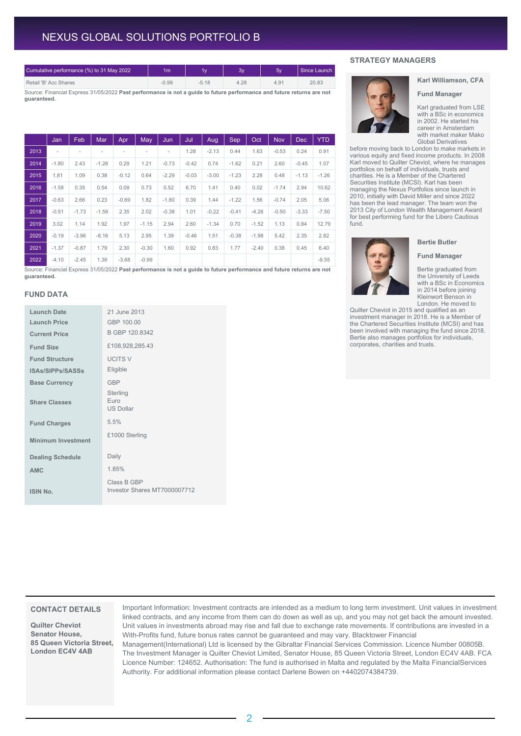# NEXUS GLOBAL SOLUTIONS PORTFOLIO B

| Cumulative performance (%) to 31 May 2022 | 1m | 1y | 3y | 5y | Since Launch |
|---|---|---|---|---|---|
| Retail 'B' Acc Shares | -0.99 | -5.18 | 4.28 | 4.91 | 20.83 |

Source: Financial Express 31/05/2022 **Past performance is not a guide to future performance and future returns are not guaranteed.**

| | Jan | Feb | Mar | Apr | May | Jun | Jul | Aug | Sep | Oct | Nov | Dec | YTD |
|---|---|---|---|---|---|---|---|---|---|---|---|---|---|
| 2013 | - | - | - | - | - | - | 1.28 | -2.13 | 0.44 | 1.63 | -0.53 | 0.24 | 0.91 |
| 2014 | -1.80 | 2.43 | -1.28 | 0.29 | 1.21 | -0.73 | -0.42 | 0.74 | -1.62 | 0.21 | 2.60 | -0.45 | 1.07 |
| 2015 | 1.81 | 1.09 | 0.38 | -0.12 | 0.64 | -2.29 | -0.03 | -3.00 | -1.23 | 2.28 | 0.48 | -1.13 | -1.26 |
| 2016 | -1.58 | 0.35 | 0.54 | 0.09 | 0.73 | 0.52 | 6.70 | 1.41 | 0.40 | 0.02 | -1.74 | 2.94 | 10.62 |
| 2017 | -0.63 | 2.66 | 0.23 | -0.69 | 1.82 | -1.80 | 0.39 | 1.44 | -1.22 | 1.56 | -0.74 | 2.05 | 5.06 |
| 2018 | -0.51 | -1.73 | -1.59 | 2.35 | 2.02 | -0.38 | 1.01 | -0.22 | -0.41 | -4.26 | -0.50 | -3.33 | -7.50 |
| 2019 | 3.02 | 1.14 | 1.92 | 1.97 | -1.15 | 2.94 | 2.60 | -1.34 | 0.70 | -1.52 | 1.13 | 0.84 | 12.79 |
| 2020 | -0.19 | -3.96 | -8.16 | 5.13 | 2.95 | 1.39 | -0.46 | 1.51 | -0.38 | -1.98 | 5.42 | 2.35 | 2.82 |
| 2021 | -1.37 | -0.87 | 1.79 | 2.30 | -0.30 | 1.60 | 0.92 | 0.83 | 1.77 | -2.40 | 0.38 | 0.45 | 6.40 |
| 2022 | -4.10 | -2.45 | 1.39 | -3.68 | -0.99 | | | | | | | | -9.55 |

Source: Financial Express 31/05/2022 **Past performance is not a guide to future performance and future returns are not guaranteed.**

## FUND DATA

| | |
|---|---|
| **Launch Date** | 21 June 2013 |
| **Launch Price** | GBP 100.00 |
| **Current Price** | B GBP 120.8342 |
| **Fund Size** | £108,928,285.43 |
| **Fund Structure** | UCITS V |
| **ISAs/SIPPs/SASSs** | Eligible |
| **Base Currency** | GBP |
| **Share Classes** | Sterling<br>Euro<br>US Dollar |
| **Fund Charges** | 5.5% |
| **Minimum Investment** | £1000 Sterling |
| **Dealing Schedule** | Daily |
| **AMC** | 1.85% |
| **ISIN No.** | Class B GBP<br>Investor Shares MT7000007712 |

## STRATEGY MANAGERS

### Karl Williamson, CFA

**Fund Manager**

Karl graduated from LSE with a BSc in economics in 2002. He started his career in Amsterdam with market maker Mako Global Derivatives before moving back to London to make markets in various equity and fixed income products. In 2008 Karl moved to Quilter Cheviot, where he manages portfolios on behalf of individuals, trusts and charities. He is a Member of the Chartered Securities Institute (MCSI). Karl has been managing the Nexus Portfolios since launch in 2010, initially with David Miller and since 2022 has been the lead manager. The team won the 2013 City of London Wealth Management Award for best performing fund for the Libero Cautious fund.

### Bertie Butler

**Fund Manager**

Bertie graduated from the University of Leeds with a BSc in Economics in 2014 before joining Kleinwort Benson in London. He moved to Quilter Cheviot in 2015 and qualified as an investment manager in 2018. He is a Member of the Chartered Securities Institute (MCSI) and has been involved with managing the fund since 2018. Bertie also manages portfolios for individuals, corporates, charities and trusts.

## CONTACT DETAILS

**Quilter Cheviot**
**Senator House,**
**85 Queen Victoria Street,**
**London EC4V 4AB**

Important Information: Investment contracts are intended as a medium to long term investment. Unit values in investment linked contracts, and any income from them can do down as well as up, and you may not get back the amount invested. Unit values in investments abroad may rise and fall due to exchange rate movements. If contributions are invested in a With-Profits fund, future bonus rates cannot be guaranteed and may vary. Blacktower Financial Management(International) Ltd is licensed by the Gibraltar Financial Services Commission. Licence Number 00805B. The Investment Manager is Quilter Cheviot Limited, Senator House, 85 Queen Victoria Street, London EC4V 4AB. FCA Licence Number: 124652. Authorisation: The fund is authorised in Malta and regulated by the Malta FinancialServices Authority. For additional information please contact Darlene Bowen on +4402074384739.